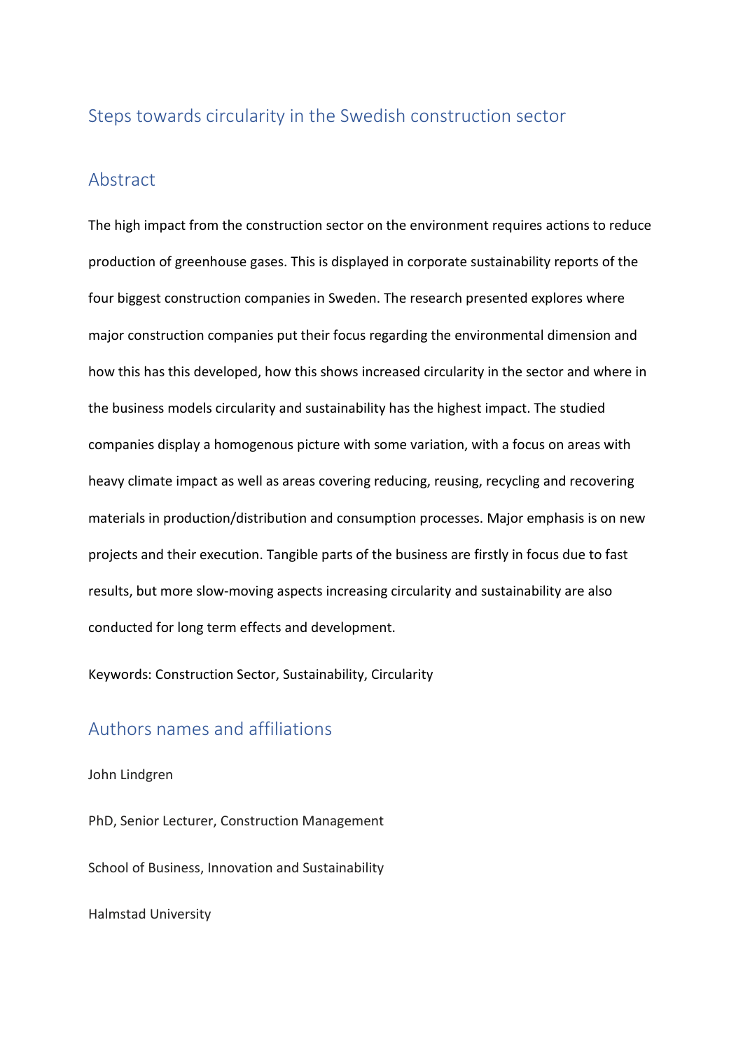# Steps towards circularity in the Swedish construction sector

## Abstract

The high impact from the construction sector on the environment requires actions to reduce production of greenhouse gases. This is displayed in corporate sustainability reports of the four biggest construction companies in Sweden. The research presented explores where major construction companies put their focus regarding the environmental dimension and how this has this developed, how this shows increased circularity in the sector and where in the business models circularity and sustainability has the highest impact. The studied companies display a homogenous picture with some variation, with a focus on areas with heavy climate impact as well as areas covering reducing, reusing, recycling and recovering materials in production/distribution and consumption processes. Major emphasis is on new projects and their execution. Tangible parts of the business are firstly in focus due to fast results, but more slow-moving aspects increasing circularity and sustainability are also conducted for long term effects and development.

Keywords: Construction Sector, Sustainability, Circularity

## Authors names and affiliations

John Lindgren

PhD, Senior Lecturer, Construction Management

School of Business, Innovation and Sustainability

Halmstad University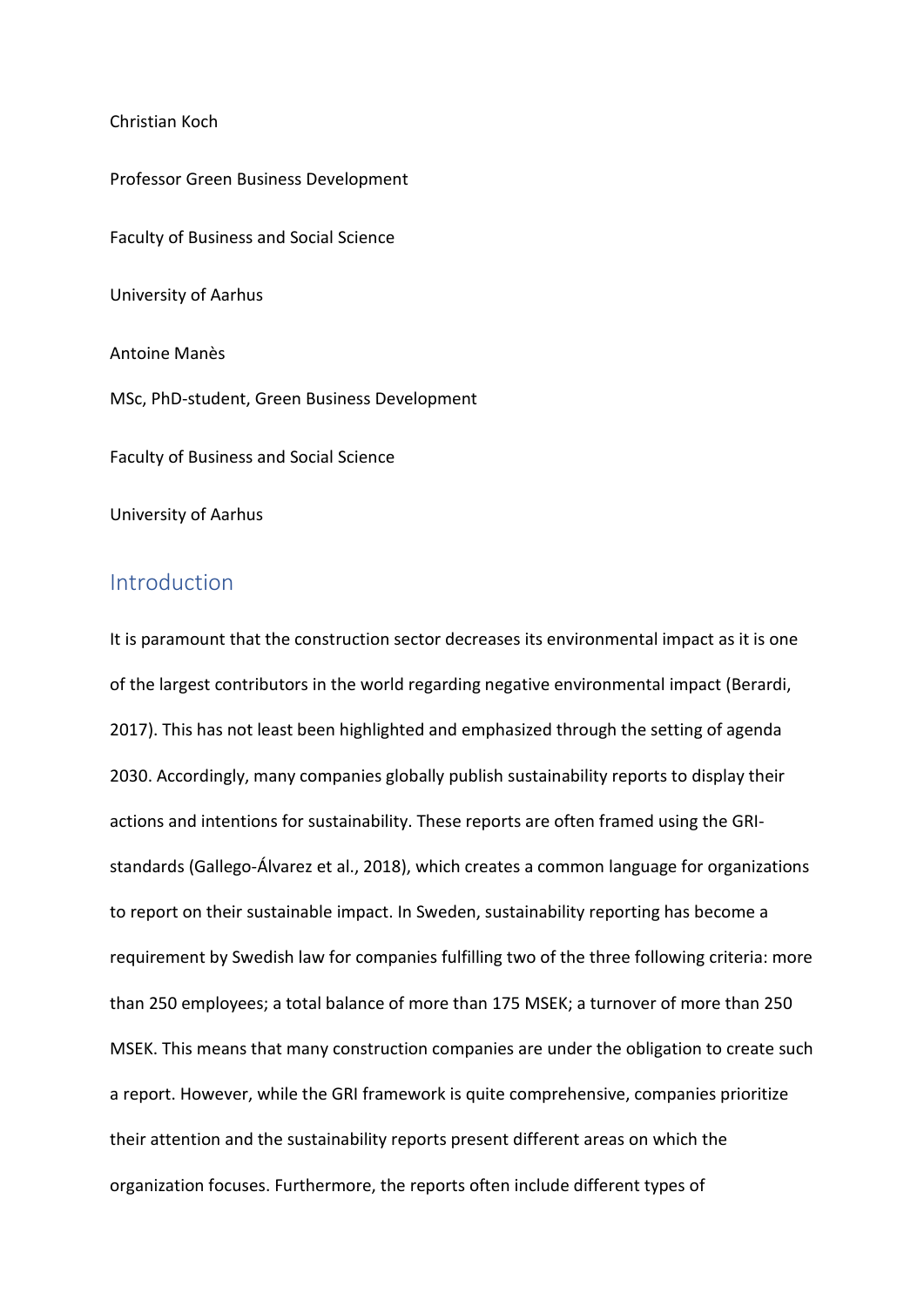Christian Koch

Professor Green Business Development

Faculty of Business and Social Science

University of Aarhus

Antoine Manès

MSc, PhD-student, Green Business Development

Faculty of Business and Social Science

University of Aarhus

## Introduction

It is paramount that the construction sector decreases its environmental impact as it is one of the largest contributors in the world regarding negative environmental impact (Berardi, 2017). This has not least been highlighted and emphasized through the setting of agenda 2030. Accordingly, many companies globally publish sustainability reports to display their actions and intentions for sustainability. These reports are often framed using the GRI-standards (Gallego-Álvarez et al., 2018), which creates a common language for organizations to report on their sustainable impact. In Sweden, sustainability reporting has become a requirement by Swedish law for companies fulfilling two of the three following criteria: more than 250 employees; a total balance of more than 175 MSEK; a turnover of more than 250 MSEK. This means that many construction companies are under the obligation to create such a report. However, while the GRI framework is quite comprehensive, companies prioritize their attention and the sustainability reports present different areas on which the organization focuses. Furthermore, the reports often include different types of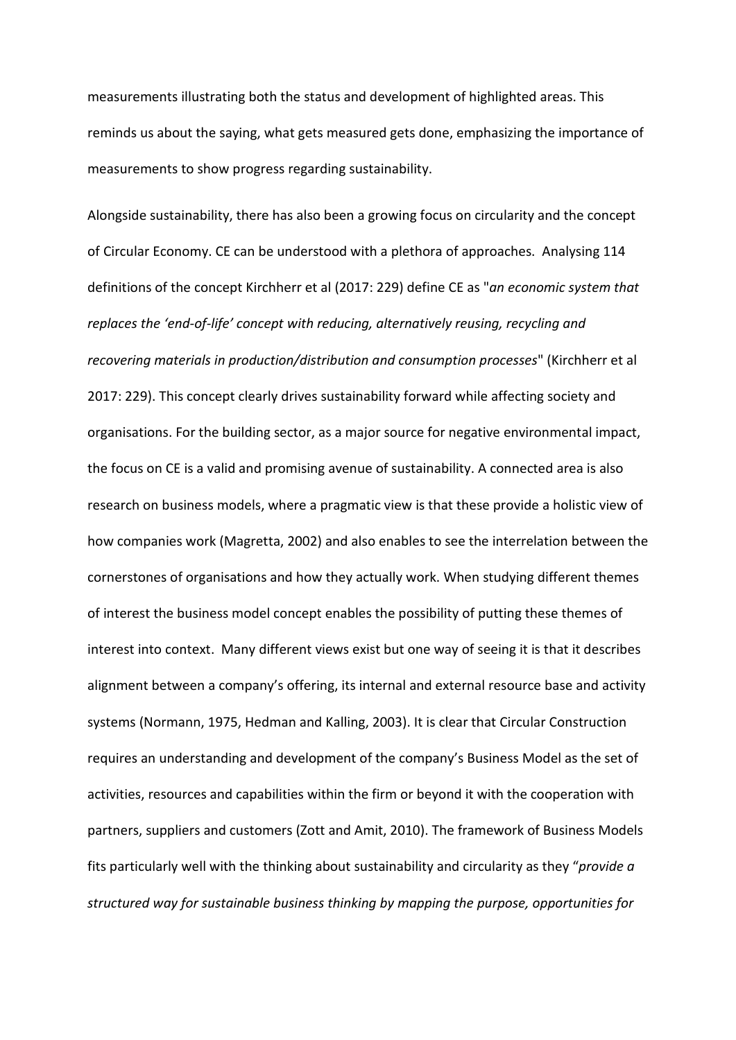measurements illustrating both the status and development of highlighted areas. This reminds us about the saying, what gets measured gets done, emphasizing the importance of measurements to show progress regarding sustainability.

Alongside sustainability, there has also been a growing focus on circularity and the concept of Circular Economy. CE can be understood with a plethora of approaches. Analysing 114 definitions of the concept Kirchherr et al (2017: 229) define CE as "*an economic system that replaces the 'end-of-life' concept with reducing, alternatively reusing, recycling and recovering materials in production/distribution and consumption processes*" (Kirchherr et al 2017: 229). This concept clearly drives sustainability forward while affecting society and organisations. For the building sector, as a major source for negative environmental impact, the focus on CE is a valid and promising avenue of sustainability. A connected area is also research on business models, where a pragmatic view is that these provide a holistic view of how companies work (Magretta, 2002) and also enables to see the interrelation between the cornerstones of organisations and how they actually work. When studying different themes of interest the business model concept enables the possibility of putting these themes of interest into context. Many different views exist but one way of seeing it is that it describes alignment between a company's offering, its internal and external resource base and activity systems (Normann, 1975, Hedman and Kalling, 2003). It is clear that Circular Construction requires an understanding and development of the company's Business Model as the set of activities, resources and capabilities within the firm or beyond it with the cooperation with partners, suppliers and customers (Zott and Amit, 2010). The framework of Business Models fits particularly well with the thinking about sustainability and circularity as they "*provide a structured way for sustainable business thinking by mapping the purpose, opportunities for*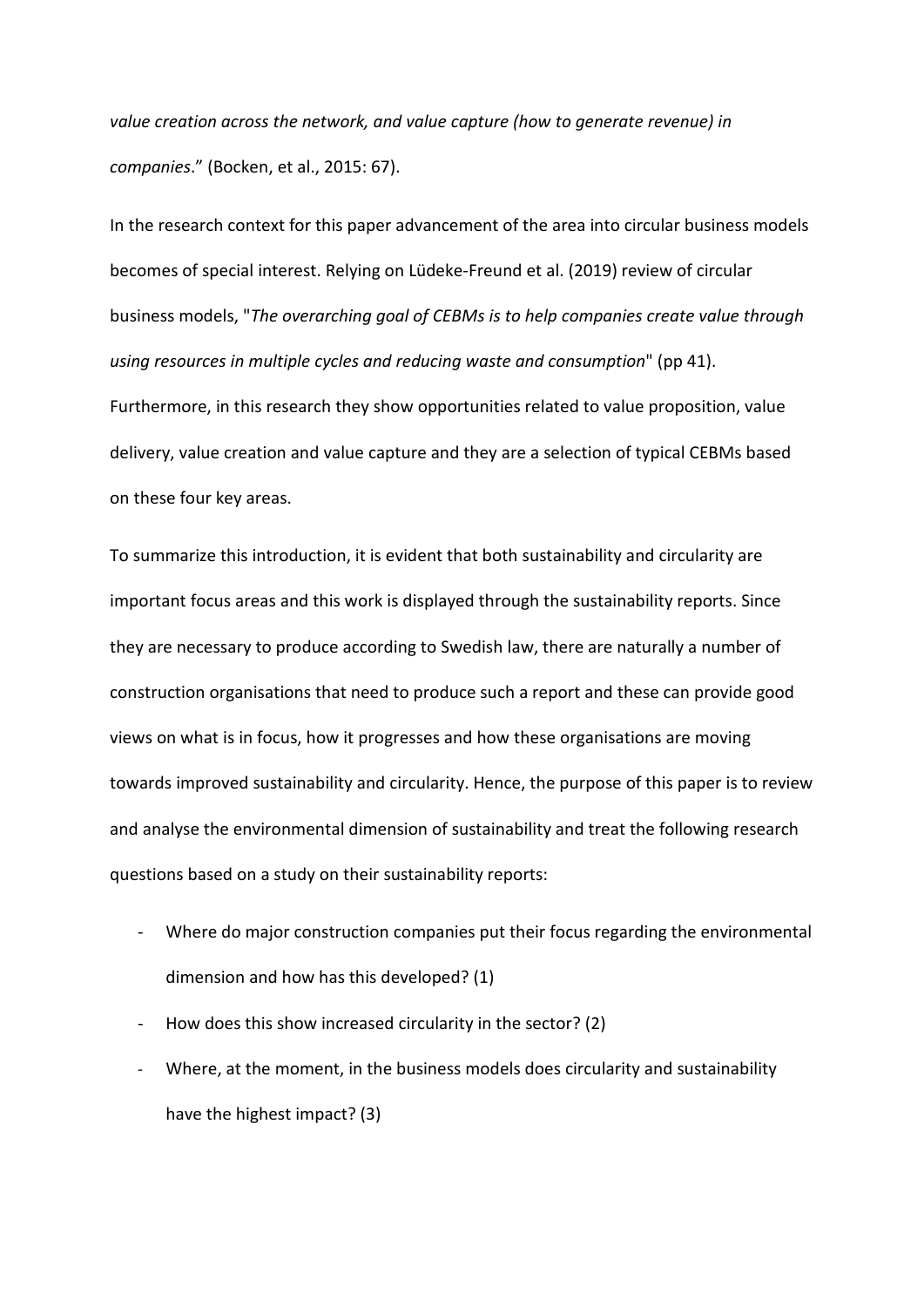*value creation across the network, and value capture (how to generate revenue) in companies*." (Bocken, et al., 2015: 67).

In the research context for this paper advancement of the area into circular business models becomes of special interest. Relying on Lüdeke-Freund et al. (2019) review of circular business models, "*The overarching goal of CEBMs is to help companies create value through using resources in multiple cycles and reducing waste and consumption*" (pp 41). Furthermore, in this research they show opportunities related to value proposition, value delivery, value creation and value capture and they are a selection of typical CEBMs based on these four key areas.

To summarize this introduction, it is evident that both sustainability and circularity are important focus areas and this work is displayed through the sustainability reports. Since they are necessary to produce according to Swedish law, there are naturally a number of construction organisations that need to produce such a report and these can provide good views on what is in focus, how it progresses and how these organisations are moving towards improved sustainability and circularity. Hence, the purpose of this paper is to review and analyse the environmental dimension of sustainability and treat the following research questions based on a study on their sustainability reports:

- Where do major construction companies put their focus regarding the environmental dimension and how has this developed? (1)
- How does this show increased circularity in the sector? (2)
- Where, at the moment, in the business models does circularity and sustainability have the highest impact? (3)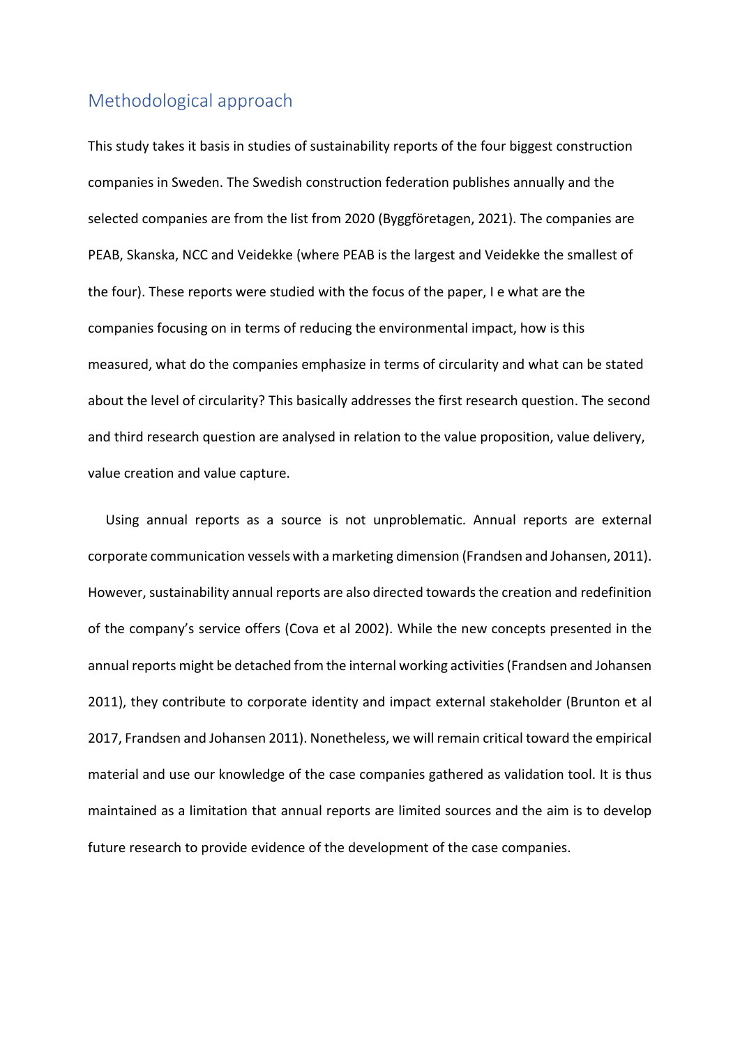## Methodological approach

This study takes it basis in studies of sustainability reports of the four biggest construction companies in Sweden. The Swedish construction federation publishes annually and the selected companies are from the list from 2020 (Byggföretagen, 2021). The companies are PEAB, Skanska, NCC and Veidekke (where PEAB is the largest and Veidekke the smallest of the four). These reports were studied with the focus of the paper, I e what are the companies focusing on in terms of reducing the environmental impact, how is this measured, what do the companies emphasize in terms of circularity and what can be stated about the level of circularity? This basically addresses the first research question. The second and third research question are analysed in relation to the value proposition, value delivery, value creation and value capture.

Using annual reports as a source is not unproblematic. Annual reports are external corporate communication vessels with a marketing dimension (Frandsen and Johansen, 2011). However, sustainability annual reports are also directed towards the creation and redefinition of the company's service offers (Cova et al 2002). While the new concepts presented in the annual reports might be detached from the internal working activities (Frandsen and Johansen 2011), they contribute to corporate identity and impact external stakeholder (Brunton et al 2017, Frandsen and Johansen 2011). Nonetheless, we will remain critical toward the empirical material and use our knowledge of the case companies gathered as validation tool. It is thus maintained as a limitation that annual reports are limited sources and the aim is to develop future research to provide evidence of the development of the case companies.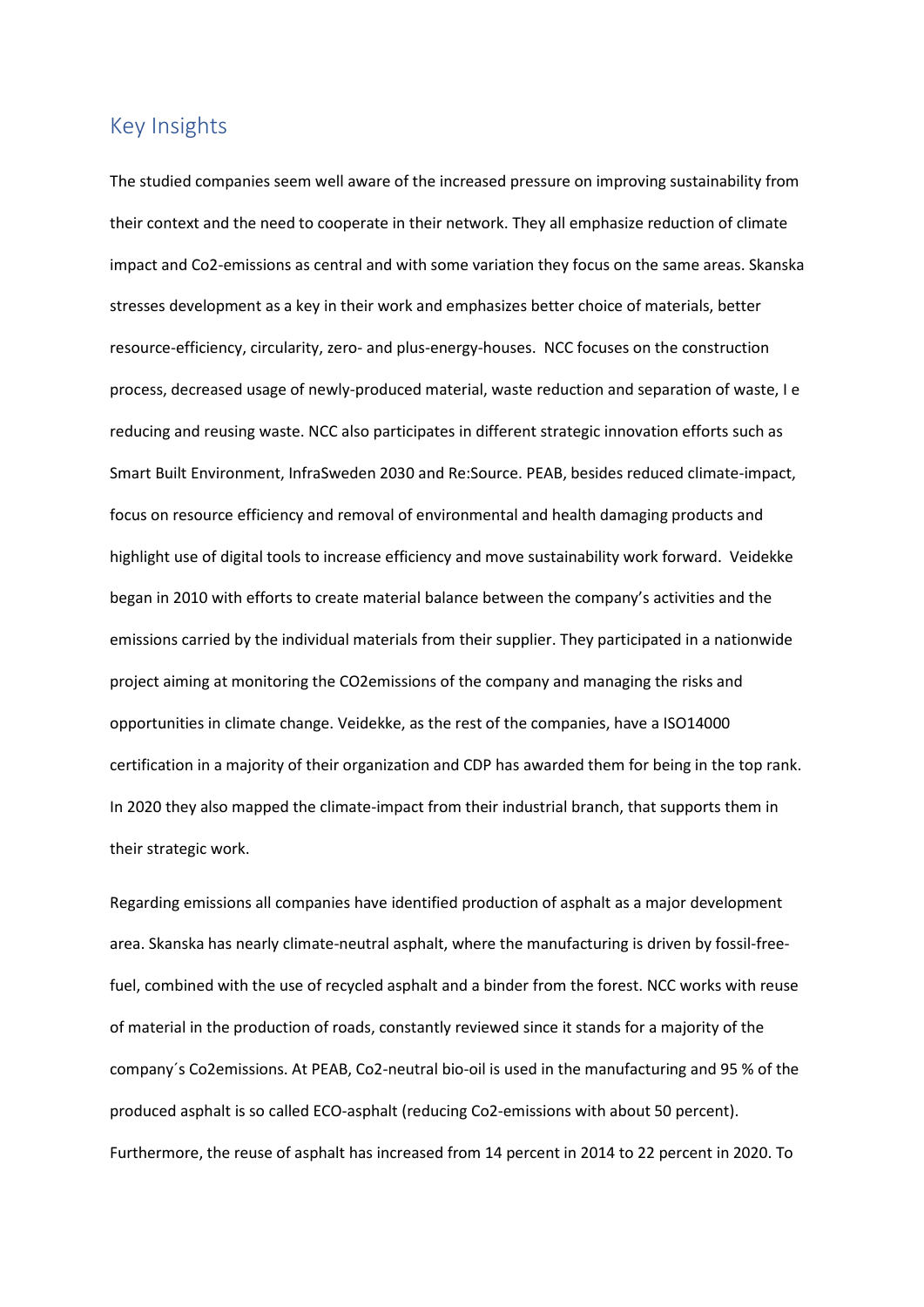## Key Insights

The studied companies seem well aware of the increased pressure on improving sustainability from their context and the need to cooperate in their network. They all emphasize reduction of climate impact and Co2-emissions as central and with some variation they focus on the same areas. Skanska stresses development as a key in their work and emphasizes better choice of materials, better resource-efficiency, circularity, zero- and plus-energy-houses. NCC focuses on the construction process, decreased usage of newly-produced material, waste reduction and separation of waste, I e reducing and reusing waste. NCC also participates in different strategic innovation efforts such as Smart Built Environment, InfraSweden 2030 and Re:Source. PEAB, besides reduced climate-impact, focus on resource efficiency and removal of environmental and health damaging products and highlight use of digital tools to increase efficiency and move sustainability work forward. Veidekke began in 2010 with efforts to create material balance between the company's activities and the emissions carried by the individual materials from their supplier. They participated in a nationwide project aiming at monitoring the CO2emissions of the company and managing the risks and opportunities in climate change. Veidekke, as the rest of the companies, have a ISO14000 certification in a majority of their organization and CDP has awarded them for being in the top rank. In 2020 they also mapped the climate-impact from their industrial branch, that supports them in their strategic work.

Regarding emissions all companies have identified production of asphalt as a major development area. Skanska has nearly climate-neutral asphalt, where the manufacturing is driven by fossil-free-fuel, combined with the use of recycled asphalt and a binder from the forest. NCC works with reuse of material in the production of roads, constantly reviewed since it stands for a majority of the company´s Co2emissions. At PEAB, Co2-neutral bio-oil is used in the manufacturing and 95 % of the produced asphalt is so called ECO-asphalt (reducing Co2-emissions with about 50 percent). Furthermore, the reuse of asphalt has increased from 14 percent in 2014 to 22 percent in 2020. To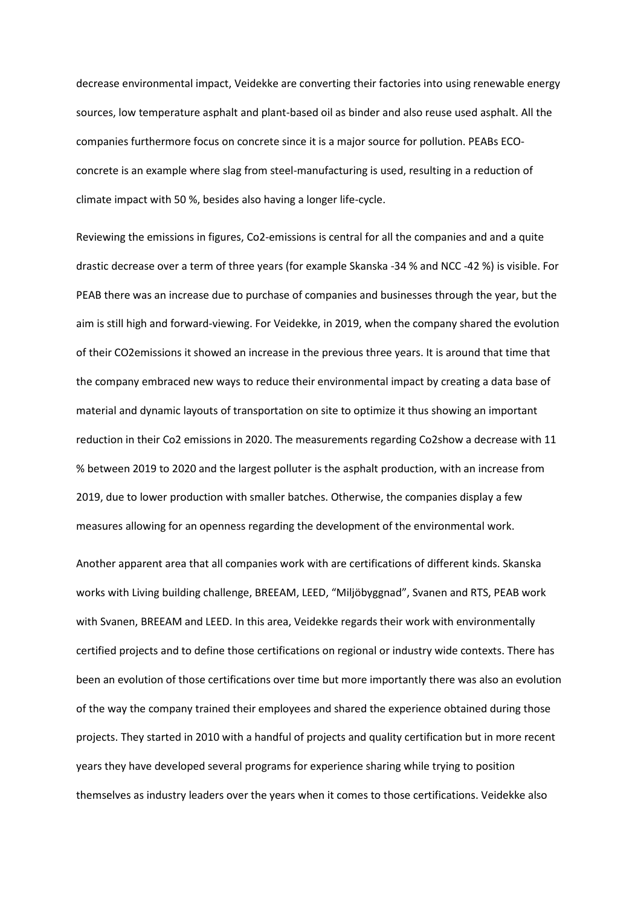decrease environmental impact, Veidekke are converting their factories into using renewable energy sources, low temperature asphalt and plant-based oil as binder and also reuse used asphalt. All the companies furthermore focus on concrete since it is a major source for pollution. PEABs ECO-concrete is an example where slag from steel-manufacturing is used, resulting in a reduction of climate impact with 50 %, besides also having a longer life-cycle.

Reviewing the emissions in figures, Co2-emissions is central for all the companies and and a quite drastic decrease over a term of three years (for example Skanska -34 % and NCC -42 %) is visible. For PEAB there was an increase due to purchase of companies and businesses through the year, but the aim is still high and forward-viewing. For Veidekke, in 2019, when the company shared the evolution of their CO2emissions it showed an increase in the previous three years. It is around that time that the company embraced new ways to reduce their environmental impact by creating a data base of material and dynamic layouts of transportation on site to optimize it thus showing an important reduction in their Co2 emissions in 2020. The measurements regarding Co2show a decrease with 11 % between 2019 to 2020 and the largest polluter is the asphalt production, with an increase from 2019, due to lower production with smaller batches. Otherwise, the companies display a few measures allowing for an openness regarding the development of the environmental work.

Another apparent area that all companies work with are certifications of different kinds. Skanska works with Living building challenge, BREEAM, LEED, "Miljöbyggnad", Svanen and RTS, PEAB work with Svanen, BREEAM and LEED. In this area, Veidekke regards their work with environmentally certified projects and to define those certifications on regional or industry wide contexts. There has been an evolution of those certifications over time but more importantly there was also an evolution of the way the company trained their employees and shared the experience obtained during those projects. They started in 2010 with a handful of projects and quality certification but in more recent years they have developed several programs for experience sharing while trying to position themselves as industry leaders over the years when it comes to those certifications. Veidekke also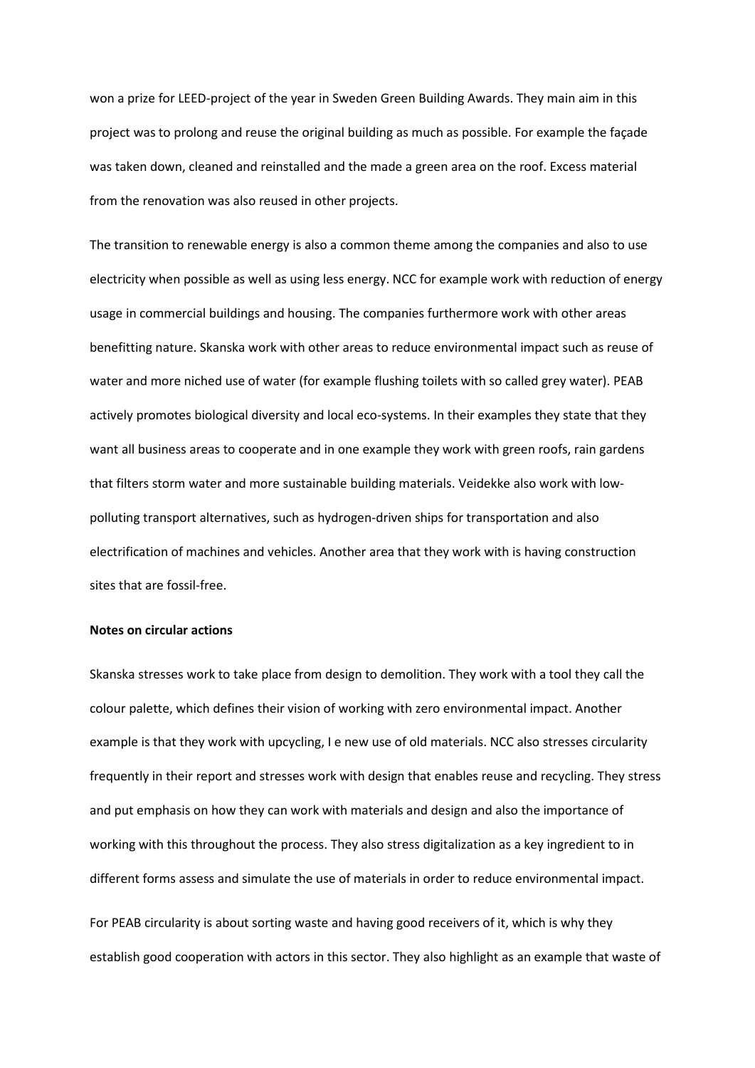won a prize for LEED-project of the year in Sweden Green Building Awards. They main aim in this project was to prolong and reuse the original building as much as possible. For example the façade was taken down, cleaned and reinstalled and the made a green area on the roof. Excess material from the renovation was also reused in other projects.

The transition to renewable energy is also a common theme among the companies and also to use electricity when possible as well as using less energy. NCC for example work with reduction of energy usage in commercial buildings and housing. The companies furthermore work with other areas benefitting nature. Skanska work with other areas to reduce environmental impact such as reuse of water and more niched use of water (for example flushing toilets with so called grey water). PEAB actively promotes biological diversity and local eco-systems. In their examples they state that they want all business areas to cooperate and in one example they work with green roofs, rain gardens that filters storm water and more sustainable building materials. Veidekke also work with low-polluting transport alternatives, such as hydrogen-driven ships for transportation and also electrification of machines and vehicles. Another area that they work with is having construction sites that are fossil-free.

**Notes on circular actions**

Skanska stresses work to take place from design to demolition. They work with a tool they call the colour palette, which defines their vision of working with zero environmental impact. Another example is that they work with upcycling, I e new use of old materials. NCC also stresses circularity frequently in their report and stresses work with design that enables reuse and recycling. They stress and put emphasis on how they can work with materials and design and also the importance of working with this throughout the process. They also stress digitalization as a key ingredient to in different forms assess and simulate the use of materials in order to reduce environmental impact.

For PEAB circularity is about sorting waste and having good receivers of it, which is why they establish good cooperation with actors in this sector. They also highlight as an example that waste of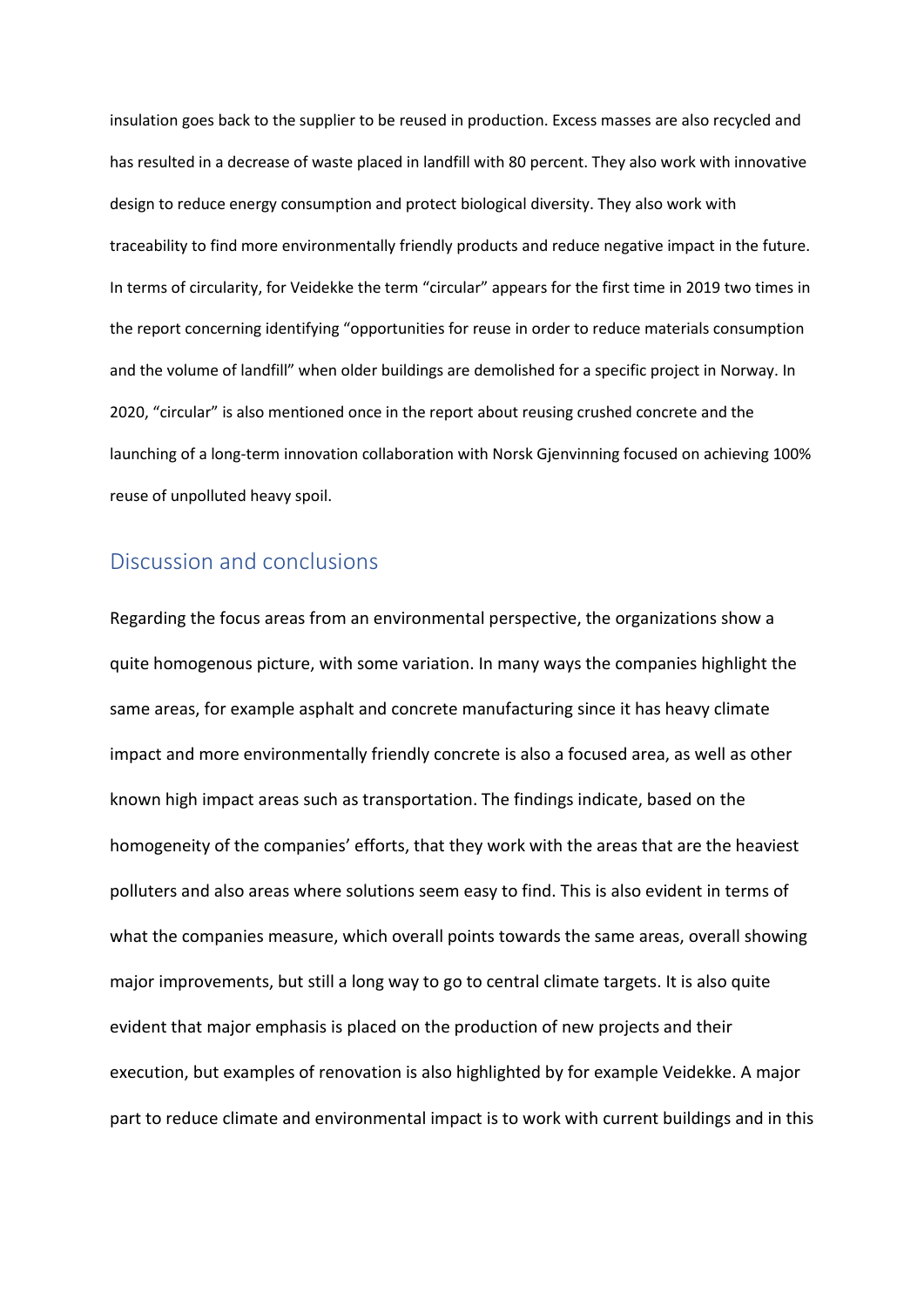insulation goes back to the supplier to be reused in production. Excess masses are also recycled and has resulted in a decrease of waste placed in landfill with 80 percent. They also work with innovative design to reduce energy consumption and protect biological diversity. They also work with traceability to find more environmentally friendly products and reduce negative impact in the future. In terms of circularity, for Veidekke the term "circular" appears for the first time in 2019 two times in the report concerning identifying "opportunities for reuse in order to reduce materials consumption and the volume of landfill" when older buildings are demolished for a specific project in Norway. In 2020, "circular" is also mentioned once in the report about reusing crushed concrete and the launching of a long-term innovation collaboration with Norsk Gjenvinning focused on achieving 100% reuse of unpolluted heavy spoil.

## Discussion and conclusions

Regarding the focus areas from an environmental perspective, the organizations show a quite homogenous picture, with some variation. In many ways the companies highlight the same areas, for example asphalt and concrete manufacturing since it has heavy climate impact and more environmentally friendly concrete is also a focused area, as well as other known high impact areas such as transportation. The findings indicate, based on the homogeneity of the companies' efforts, that they work with the areas that are the heaviest polluters and also areas where solutions seem easy to find. This is also evident in terms of what the companies measure, which overall points towards the same areas, overall showing major improvements, but still a long way to go to central climate targets. It is also quite evident that major emphasis is placed on the production of new projects and their execution, but examples of renovation is also highlighted by for example Veidekke. A major part to reduce climate and environmental impact is to work with current buildings and in this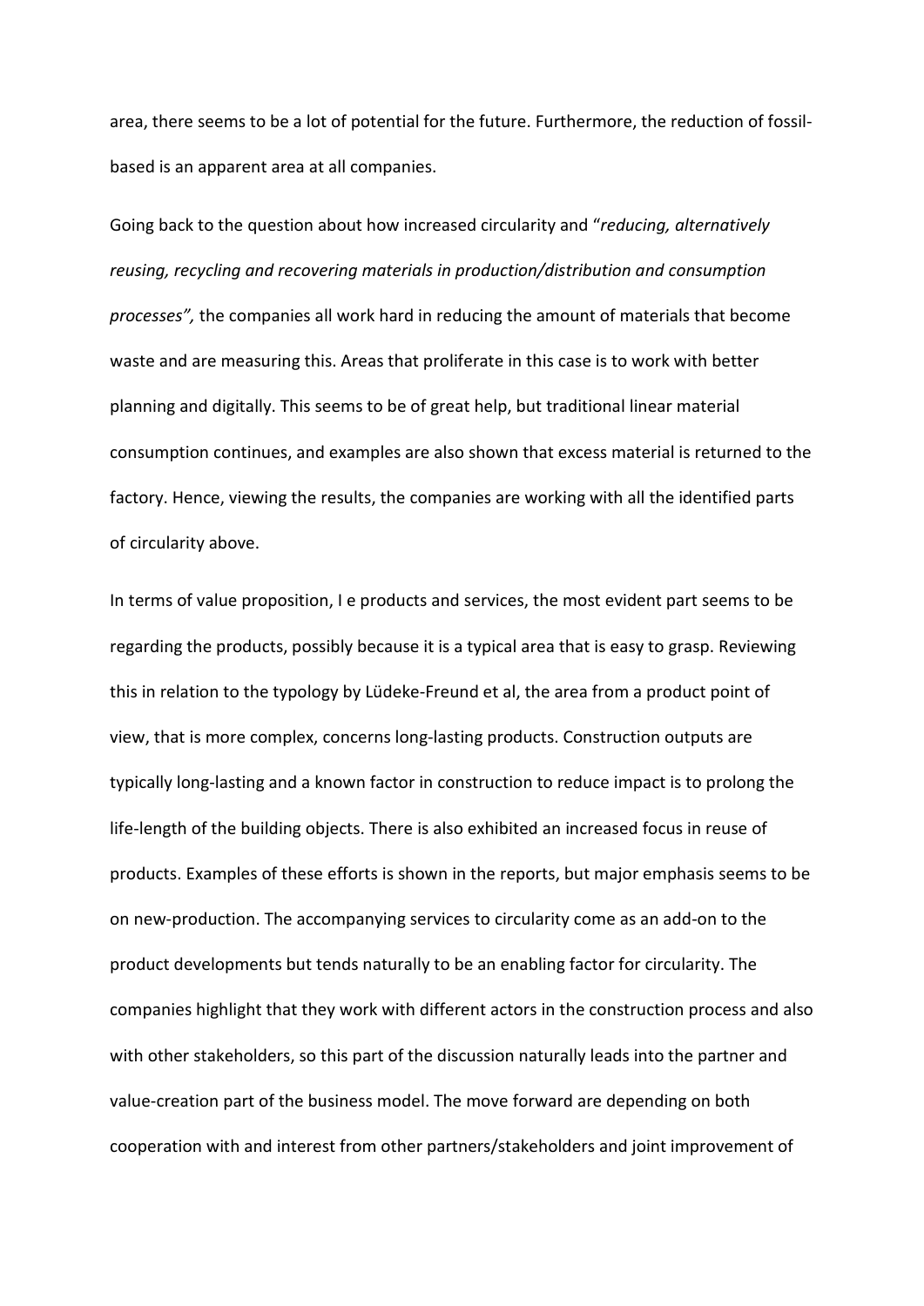area, there seems to be a lot of potential for the future. Furthermore, the reduction of fossil-based is an apparent area at all companies.

Going back to the question about how increased circularity and "*reducing, alternatively reusing, recycling and recovering materials in production/distribution and consumption processes",* the companies all work hard in reducing the amount of materials that become waste and are measuring this. Areas that proliferate in this case is to work with better planning and digitally. This seems to be of great help, but traditional linear material consumption continues, and examples are also shown that excess material is returned to the factory. Hence, viewing the results, the companies are working with all the identified parts of circularity above.

In terms of value proposition, I e products and services, the most evident part seems to be regarding the products, possibly because it is a typical area that is easy to grasp. Reviewing this in relation to the typology by Lüdeke-Freund et al, the area from a product point of view, that is more complex, concerns long-lasting products. Construction outputs are typically long-lasting and a known factor in construction to reduce impact is to prolong the life-length of the building objects. There is also exhibited an increased focus in reuse of products. Examples of these efforts is shown in the reports, but major emphasis seems to be on new-production. The accompanying services to circularity come as an add-on to the product developments but tends naturally to be an enabling factor for circularity. The companies highlight that they work with different actors in the construction process and also with other stakeholders, so this part of the discussion naturally leads into the partner and value-creation part of the business model. The move forward are depending on both cooperation with and interest from other partners/stakeholders and joint improvement of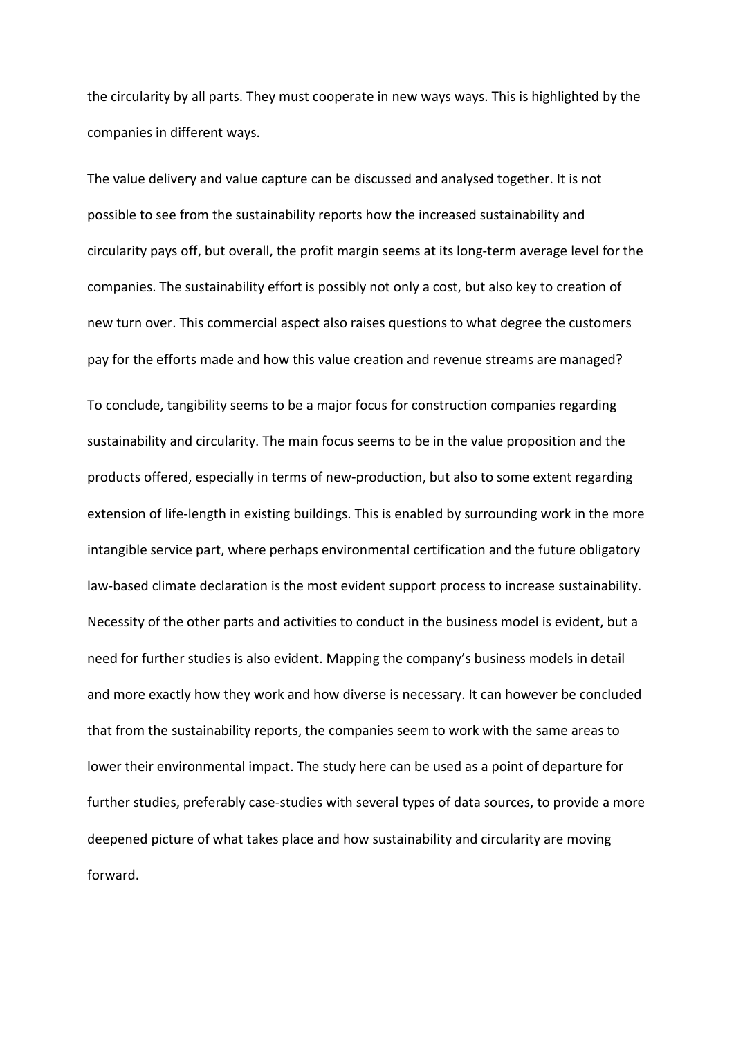the circularity by all parts. They must cooperate in new ways ways. This is highlighted by the companies in different ways.

The value delivery and value capture can be discussed and analysed together. It is not possible to see from the sustainability reports how the increased sustainability and circularity pays off, but overall, the profit margin seems at its long-term average level for the companies. The sustainability effort is possibly not only a cost, but also key to creation of new turn over. This commercial aspect also raises questions to what degree the customers pay for the efforts made and how this value creation and revenue streams are managed?

To conclude, tangibility seems to be a major focus for construction companies regarding sustainability and circularity. The main focus seems to be in the value proposition and the products offered, especially in terms of new-production, but also to some extent regarding extension of life-length in existing buildings. This is enabled by surrounding work in the more intangible service part, where perhaps environmental certification and the future obligatory law-based climate declaration is the most evident support process to increase sustainability. Necessity of the other parts and activities to conduct in the business model is evident, but a need for further studies is also evident. Mapping the company's business models in detail and more exactly how they work and how diverse is necessary. It can however be concluded that from the sustainability reports, the companies seem to work with the same areas to lower their environmental impact. The study here can be used as a point of departure for further studies, preferably case-studies with several types of data sources, to provide a more deepened picture of what takes place and how sustainability and circularity are moving forward.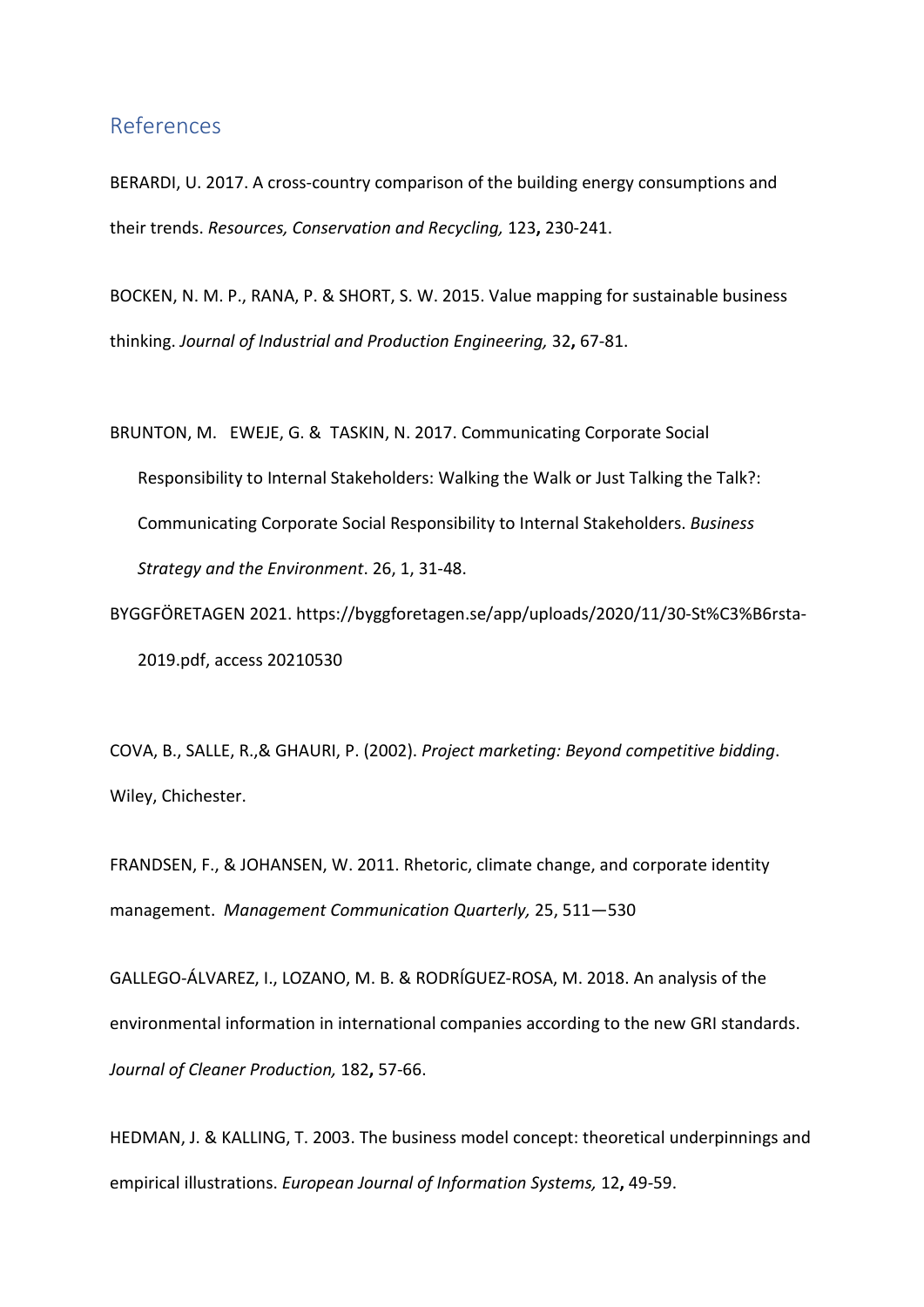## References

BERARDI, U. 2017. A cross-country comparison of the building energy consumptions and their trends. *Resources, Conservation and Recycling,* 123**,** 230-241.

BOCKEN, N. M. P., RANA, P. & SHORT, S. W. 2015. Value mapping for sustainable business thinking. *Journal of Industrial and Production Engineering,* 32**,** 67-81.

BRUNTON, M. EWEJE, G. & TASKIN, N. 2017. Communicating Corporate Social Responsibility to Internal Stakeholders: Walking the Walk or Just Talking the Talk?: Communicating Corporate Social Responsibility to Internal Stakeholders. *Business Strategy and the Environment*. 26, 1, 31-48.

BYGGFÖRETAGEN 2021. https://byggforetagen.se/app/uploads/2020/11/30-St%C3%B6rsta-2019.pdf, access 20210530

COVA, B., SALLE, R.,& GHAURI, P. (2002). *Project marketing: Beyond competitive bidding*. Wiley, Chichester.

FRANDSEN, F., & JOHANSEN, W. 2011. Rhetoric, climate change, and corporate identity management. *Management Communication Quarterly,* 25, 511—530

GALLEGO-ÁLVAREZ, I., LOZANO, M. B. & RODRÍGUEZ-ROSA, M. 2018. An analysis of the environmental information in international companies according to the new GRI standards. *Journal of Cleaner Production,* 182**,** 57-66.

HEDMAN, J. & KALLING, T. 2003. The business model concept: theoretical underpinnings and empirical illustrations. *European Journal of Information Systems,* 12**,** 49-59.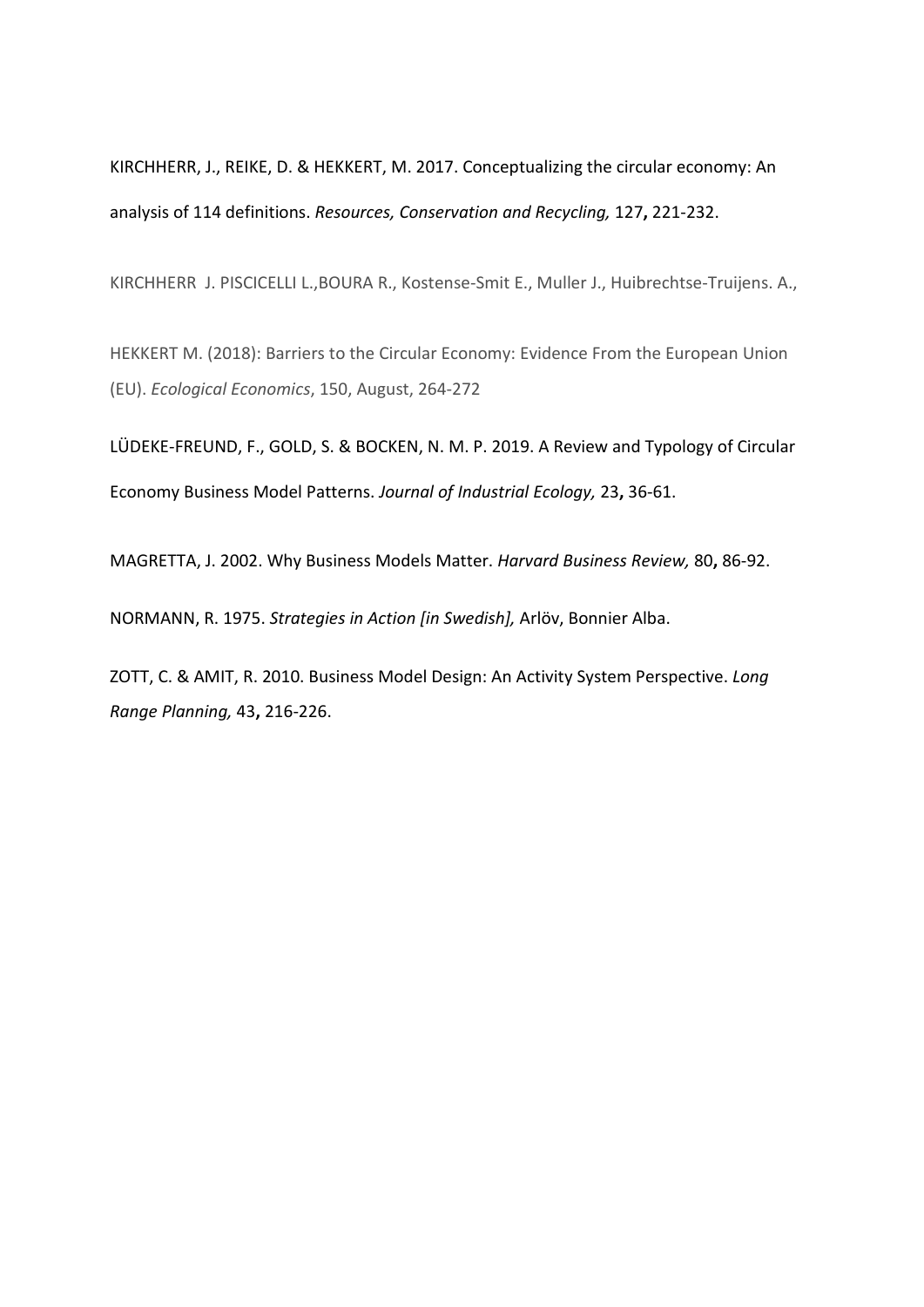KIRCHHERR, J., REIKE, D. & HEKKERT, M. 2017. Conceptualizing the circular economy: An analysis of 114 definitions. *Resources, Conservation and Recycling,* 127**,** 221-232.

KIRCHHERR J. PISCICELLI L.,BOURA R., Kostense-Smit E., Muller J., Huibrechtse-Truijens. A.,

HEKKERT M. (2018): Barriers to the Circular Economy: Evidence From the European Union (EU). *Ecological Economics*, 150, August, 264-272

LÜDEKE-FREUND, F., GOLD, S. & BOCKEN, N. M. P. 2019. A Review and Typology of Circular Economy Business Model Patterns. *Journal of Industrial Ecology,* 23**,** 36-61.

MAGRETTA, J. 2002. Why Business Models Matter. *Harvard Business Review,* 80**,** 86-92.

NORMANN, R. 1975. *Strategies in Action [in Swedish],* Arlöv, Bonnier Alba.

ZOTT, C. & AMIT, R. 2010. Business Model Design: An Activity System Perspective. *Long Range Planning,* 43**,** 216-226.